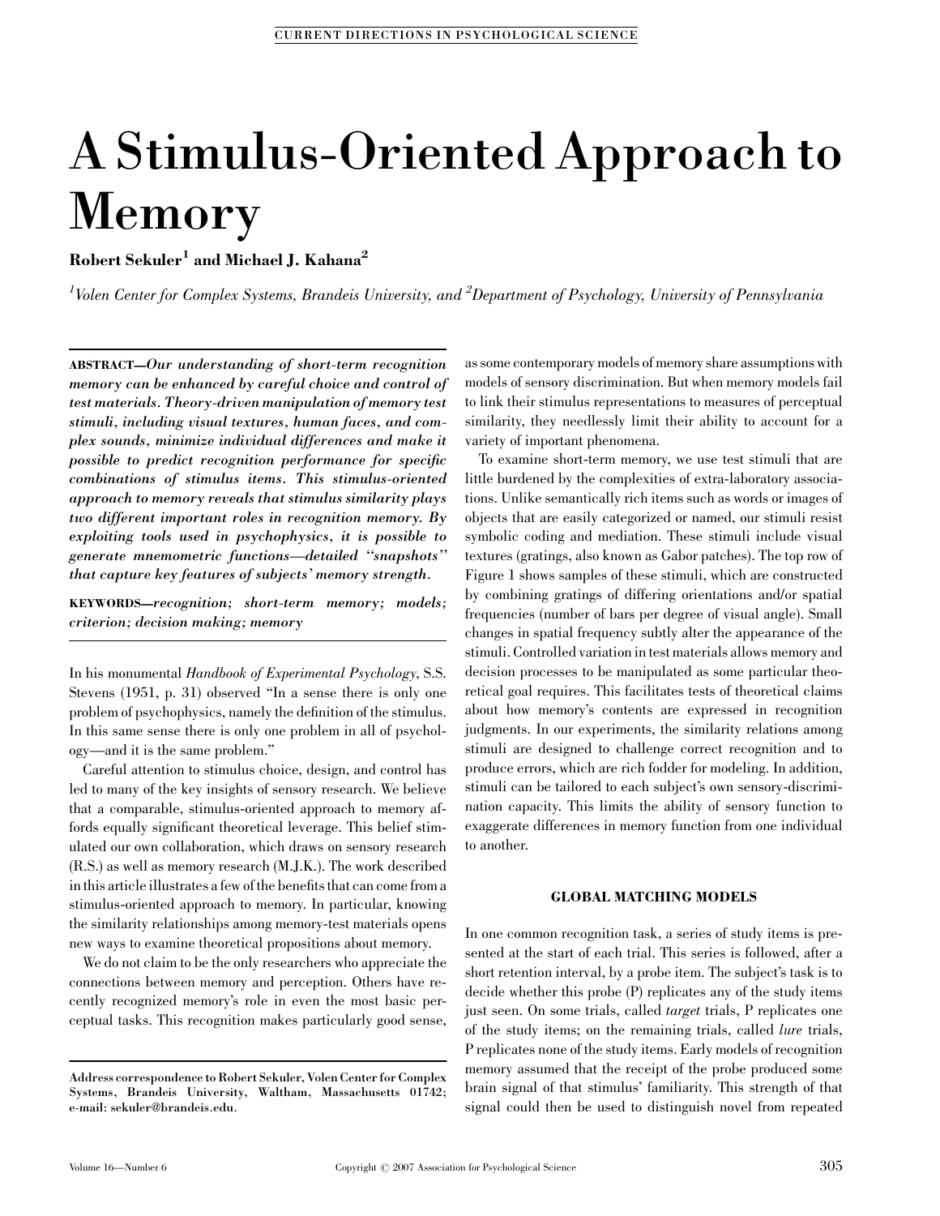# A Stimulus-Oriented Approach to Memory

**Robert Sekuler[1] and Michael J. Kahana[2]**

*[1]Volen Center for Complex Systems, Brandeis University, and [2]Department of Psychology, University of Pennsylvania*

**ABSTRACT—*Our understanding of short-term recognition memory can be enhanced by careful choice and control of test materials. Theory-driven manipulation of memory test stimuli, including visual textures, human faces, and complex sounds, minimize individual differences and make it possible to predict recognition performance for specific combinations of stimulus items. This stimulus-oriented approach to memory reveals that stimulus similarity plays two different important roles in recognition memory. By exploiting tools used in psychophysics, it is possible to generate mnemometric functions—detailed "snapshots" that capture key features of subjects' memory strength.***

**KEYWORDS—*recognition; short-term memory; models; criterion; decision making; memory***

In his monumental *Handbook of Experimental Psychology*, S.S. Stevens (1951, p. 31) observed "In a sense there is only one problem of psychophysics, namely the definition of the stimulus. In this same sense there is only one problem in all of psychology—and it is the same problem."

Careful attention to stimulus choice, design, and control has led to many of the key insights of sensory research. We believe that a comparable, stimulus-oriented approach to memory affords equally significant theoretical leverage. This belief stimulated our own collaboration, which draws on sensory research (R.S.) as well as memory research (M.J.K.). The work described in this article illustrates a few of the benefits that can come from a stimulus-oriented approach to memory. In particular, knowing the similarity relationships among memory-test materials opens new ways to examine theoretical propositions about memory.

We do not claim to be the only researchers who appreciate the connections between memory and perception. Others have recently recognized memory's role in even the most basic perceptual tasks. This recognition makes particularly good sense, as some contemporary models of memory share assumptions with models of sensory discrimination. But when memory models fail to link their stimulus representations to measures of perceptual similarity, they needlessly limit their ability to account for a variety of important phenomena.

To examine short-term memory, we use test stimuli that are little burdened by the complexities of extra-laboratory associations. Unlike semantically rich items such as words or images of objects that are easily categorized or named, our stimuli resist symbolic coding and mediation. These stimuli include visual textures (gratings, also known as Gabor patches). The top row of Figure 1 shows samples of these stimuli, which are constructed by combining gratings of differing orientations and/or spatial frequencies (number of bars per degree of visual angle). Small changes in spatial frequency subtly alter the appearance of the stimuli. Controlled variation in test materials allows memory and decision processes to be manipulated as some particular theoretical goal requires. This facilitates tests of theoretical claims about how memory's contents are expressed in recognition judgments. In our experiments, the similarity relations among stimuli are designed to challenge correct recognition and to produce errors, which are rich fodder for modeling. In addition, stimuli can be tailored to each subject's own sensory-discrimination capacity. This limits the ability of sensory function to exaggerate differences in memory function from one individual to another.

## GLOBAL MATCHING MODELS

In one common recognition task, a series of study items is presented at the start of each trial. This series is followed, after a short retention interval, by a probe item. The subject's task is to decide whether this probe (P) replicates any of the study items just seen. On some trials, called *target* trials, P replicates one of the study items; on the remaining trials, called *lure* trials, P replicates none of the study items. Early models of recognition memory assumed that the receipt of the probe produced some brain signal of that stimulus' familiarity. This strength of that signal could then be used to distinguish novel from repeated

Address correspondence to Robert Sekuler, Volen Center for Complex Systems, Brandeis University, Waltham, Massachusetts 01742; e-mail: sekuler@brandeis.edu.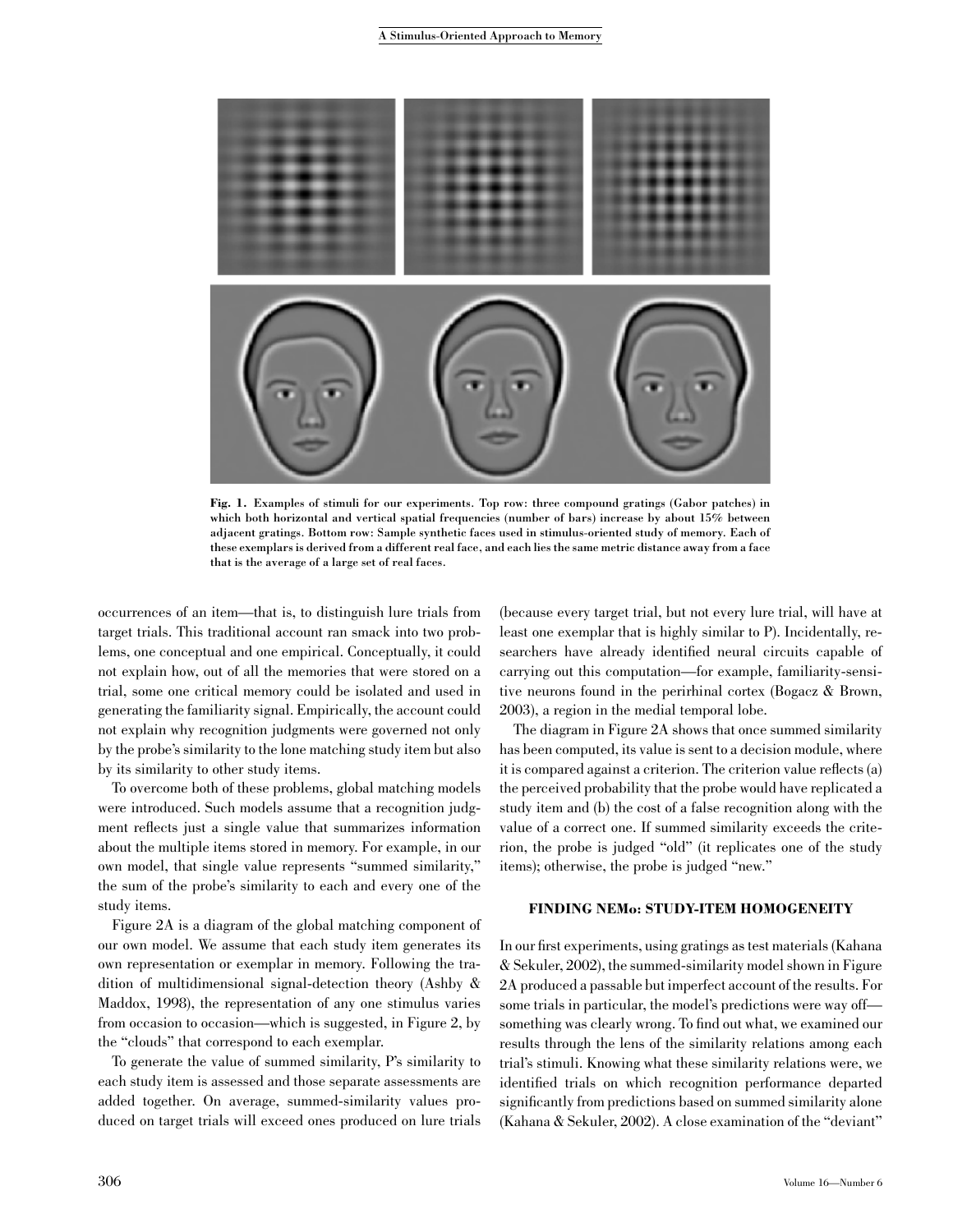Fig. 1. Examples of stimuli for our experiments. Top row: three compound gratings (Gabor patches) in which both horizontal and vertical spatial frequencies (number of bars) increase by about 15% between adjacent gratings. Bottom row: Sample synthetic faces used in stimulus-oriented study of memory. Each of these exemplars is derived from a different real face, and each lies the same metric distance away from a face that is the average of a large set of real faces.

occurrences of an item—that is, to distinguish lure trials from target trials. This traditional account ran smack into two problems, one conceptual and one empirical. Conceptually, it could not explain how, out of all the memories that were stored on a trial, some one critical memory could be isolated and used in generating the familiarity signal. Empirically, the account could not explain why recognition judgments were governed not only by the probe's similarity to the lone matching study item but also by its similarity to other study items.

To overcome both of these problems, global matching models were introduced. Such models assume that a recognition judgment reflects just a single value that summarizes information about the multiple items stored in memory. For example, in our own model, that single value represents "summed similarity," the sum of the probe's similarity to each and every one of the study items.

Figure 2A is a diagram of the global matching component of our own model. We assume that each study item generates its own representation or exemplar in memory. Following the tradition of multidimensional signal-detection theory (Ashby & Maddox, 1998), the representation of any one stimulus varies from occasion to occasion—which is suggested, in Figure 2, by the "clouds" that correspond to each exemplar.

To generate the value of summed similarity, P's similarity to each study item is assessed and those separate assessments are added together. On average, summed-similarity values produced on target trials will exceed ones produced on lure trials (because every target trial, but not every lure trial, will have at least one exemplar that is highly similar to P). Incidentally, researchers have already identified neural circuits capable of carrying out this computation—for example, familiarity-sensitive neurons found in the perirhinal cortex (Bogacz & Brown, 2003), a region in the medial temporal lobe.

The diagram in Figure 2A shows that once summed similarity has been computed, its value is sent to a decision module, where it is compared against a criterion. The criterion value reflects (a) the perceived probability that the probe would have replicated a study item and (b) the cost of a false recognition along with the value of a correct one. If summed similarity exceeds the criterion, the probe is judged "old" (it replicates one of the study items); otherwise, the probe is judged "new."

## FINDING NEMo: STUDY-ITEM HOMOGENEITY

In our first experiments, using gratings as test materials (Kahana & Sekuler, 2002), the summed-similarity model shown in Figure 2A produced a passable but imperfect account of the results. For some trials in particular, the model's predictions were way off—something was clearly wrong. To find out what, we examined our results through the lens of the similarity relations among each trial's stimuli. Knowing what these similarity relations were, we identified trials on which recognition performance departed significantly from predictions based on summed similarity alone (Kahana & Sekuler, 2002). A close examination of the "deviant"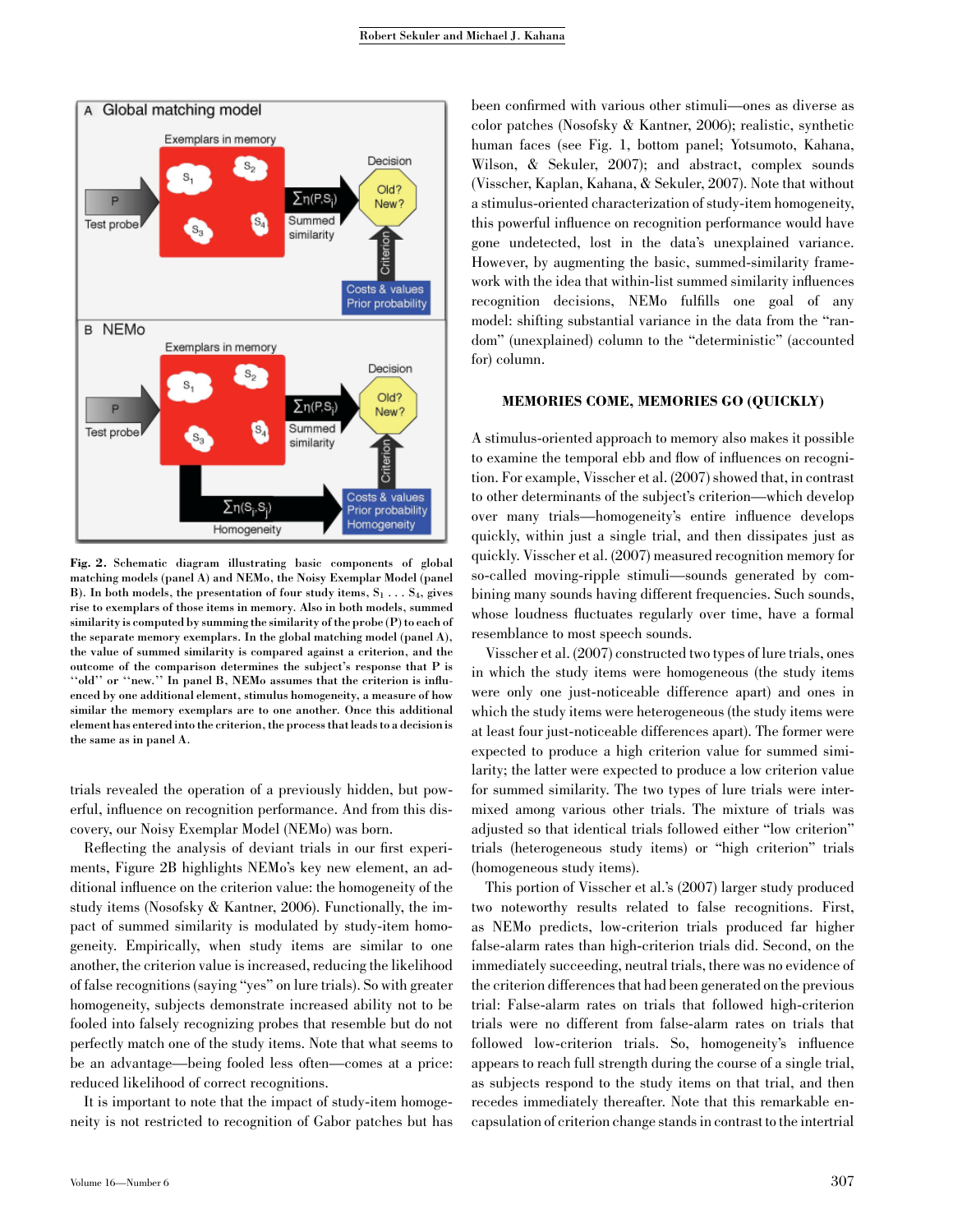A Global matching model

Exemplars in memory

$S_1$ $S_2$ $S_3$ $S_4$

P

Test probe

$\Sigma\eta(P,S_j)$

Summed similarity

Decision

Old? New?

Criterion

Costs & values
Prior probability

B NEMo

Exemplars in memory

$S_1$ $S_2$ $S_3$ $S_4$

P

Test probe

$\Sigma\eta(P,S_j)$

Summed similarity

Decision

Old? New?

Criterion

$\Sigma\eta(S_i,S_j)$

Homogeneity

Costs & values
Prior probability
Homogeneity

**Fig. 2.** Schematic diagram illustrating basic components of global matching models (panel A) and NEMo, the Noisy Exemplar Model (panel B). In both models, the presentation of four study items, $S_1 \ldots S_4$, gives rise to exemplars of those items in memory. Also in both models, summed similarity is computed by summing the similarity of the probe (P) to each of the separate memory exemplars. In the global matching model (panel A), the value of summed similarity is compared against a criterion, and the outcome of the comparison determines the subject's response that P is "old" or "new." In panel B, NEMo assumes that the criterion is influenced by one additional element, stimulus homogeneity, a measure of how similar the memory exemplars are to one another. Once this additional element has entered into the criterion, the process that leads to a decision is the same as in panel A.

trials revealed the operation of a previously hidden, but powerful, influence on recognition performance. And from this discovery, our Noisy Exemplar Model (NEMo) was born.

Reflecting the analysis of deviant trials in our first experiments, Figure 2B highlights NEMo's key new element, an additional influence on the criterion value: the homogeneity of the study items (Nosofsky & Kantner, 2006). Functionally, the impact of summed similarity is modulated by study-item homogeneity. Empirically, when study items are similar to one another, the criterion value is increased, reducing the likelihood of false recognitions (saying "yes" on lure trials). So with greater homogeneity, subjects demonstrate increased ability not to be fooled into falsely recognizing probes that resemble but do not perfectly match one of the study items. Note that what seems to be an advantage—being fooled less often—comes at a price: reduced likelihood of correct recognitions.

It is important to note that the impact of study-item homogeneity is not restricted to recognition of Gabor patches but has been confirmed with various other stimuli—ones as diverse as color patches (Nosofsky & Kantner, 2006); realistic, synthetic human faces (see Fig. 1, bottom panel; Yotsumoto, Kahana, Wilson, & Sekuler, 2007); and abstract, complex sounds (Visscher, Kaplan, Kahana, & Sekuler, 2007). Note that without a stimulus-oriented characterization of study-item homogeneity, this powerful influence on recognition performance would have gone undetected, lost in the data's unexplained variance. However, by augmenting the basic, summed-similarity framework with the idea that within-list summed similarity influences recognition decisions, NEMo fulfills one goal of any model: shifting substantial variance in the data from the "random" (unexplained) column to the "deterministic" (accounted for) column.

## MEMORIES COME, MEMORIES GO (QUICKLY)

A stimulus-oriented approach to memory also makes it possible to examine the temporal ebb and flow of influences on recognition. For example, Visscher et al. (2007) showed that, in contrast to other determinants of the subject's criterion—which develop over many trials—homogeneity's entire influence develops quickly, within just a single trial, and then dissipates just as quickly. Visscher et al. (2007) measured recognition memory for so-called moving-ripple stimuli—sounds generated by combining many sounds having different frequencies. Such sounds, whose loudness fluctuates regularly over time, have a formal resemblance to most speech sounds.

Visscher et al. (2007) constructed two types of lure trials, ones in which the study items were homogeneous (the study items were only one just-noticeable difference apart) and ones in which the study items were heterogeneous (the study items were at least four just-noticeable differences apart). The former were expected to produce a high criterion value for summed similarity; the latter were expected to produce a low criterion value for summed similarity. The two types of lure trials were intermixed among various other trials. The mixture of trials was adjusted so that identical trials followed either "low criterion" trials (heterogeneous study items) or "high criterion" trials (homogeneous study items).

This portion of Visscher et al.'s (2007) larger study produced two noteworthy results related to false recognitions. First, as NEMo predicts, low-criterion trials produced far higher false-alarm rates than high-criterion trials did. Second, on the immediately succeeding, neutral trials, there was no evidence of the criterion differences that had been generated on the previous trial: False-alarm rates on trials that followed high-criterion trials were no different from false-alarm rates on trials that followed low-criterion trials. So, homogeneity's influence appears to reach full strength during the course of a single trial, as subjects respond to the study items on that trial, and then recedes immediately thereafter. Note that this remarkable encapsulation of criterion change stands in contrast to the intertrial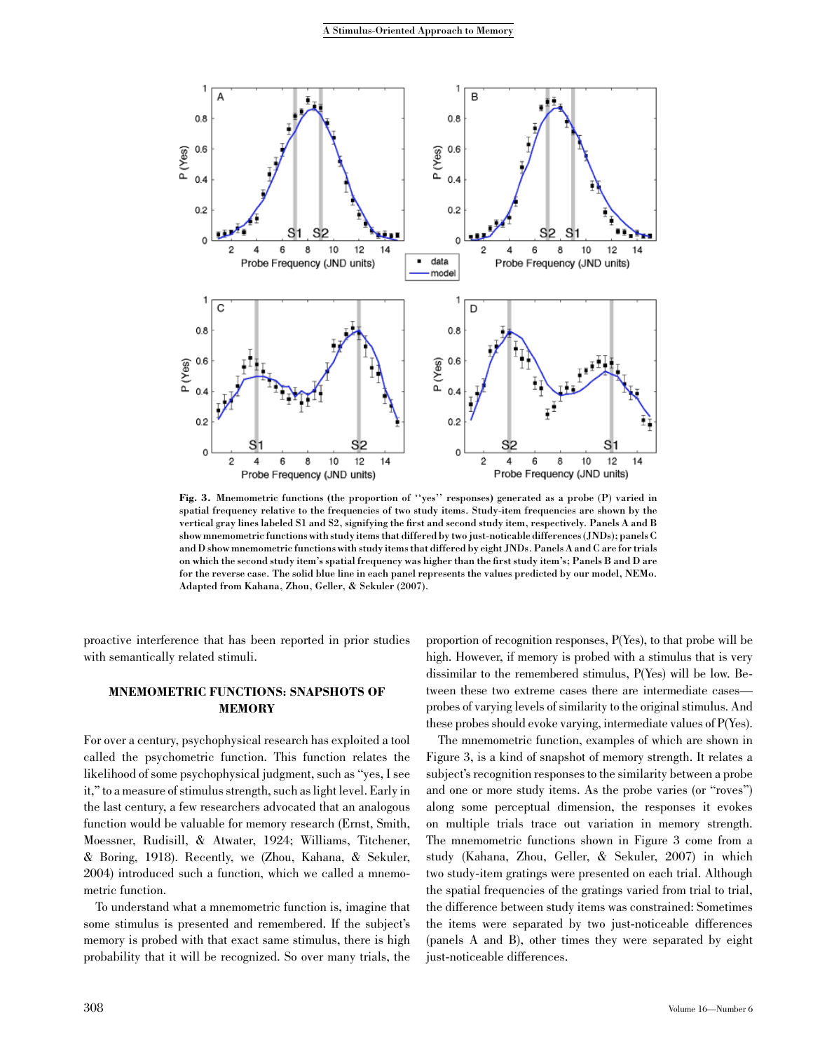A

P (Yes)

Probe Frequency (JND units)

S1 S2

B

S2 S1

data
model

C

S1 S2

D

S2 S1

Fig. 3. Mnemometric functions (the proportion of ''yes'' responses) generated as a probe (P) varied in spatial frequency relative to the frequencies of two study items. Study-item frequencies are shown by the vertical gray lines labeled S1 and S2, signifying the first and second study item, respectively. Panels A and B show mnemometric functions with study items that differed by two just-noticable differences (JNDs); panels C and D show mnemometric functions with study items that differed by eight JNDs. Panels A and C are for trials on which the second study item's spatial frequency was higher than the first study item's; Panels B and D are for the reverse case. The solid blue line in each panel represents the values predicted by our model, NEMo. Adapted from Kahana, Zhou, Geller, & Sekuler (2007).

proactive interference that has been reported in prior studies with semantically related stimuli.

## MNEMOMETRIC FUNCTIONS: SNAPSHOTS OF MEMORY

For over a century, psychophysical research has exploited a tool called the psychometric function. This function relates the likelihood of some psychophysical judgment, such as "yes, I see it," to a measure of stimulus strength, such as light level. Early in the last century, a few researchers advocated that an analogous function would be valuable for memory research (Ernst, Smith, Moessner, Rudisill, & Atwater, 1924; Williams, Titchener, & Boring, 1918). Recently, we (Zhou, Kahana, & Sekuler, 2004) introduced such a function, which we called a mnemometric function.

To understand what a mnemometric function is, imagine that some stimulus is presented and remembered. If the subject's memory is probed with that exact same stimulus, there is high probability that it will be recognized. So over many trials, the proportion of recognition responses, P(Yes), to that probe will be high. However, if memory is probed with a stimulus that is very dissimilar to the remembered stimulus, P(Yes) will be low. Between these two extreme cases there are intermediate cases—probes of varying levels of similarity to the original stimulus. And these probes should evoke varying, intermediate values of P(Yes).

The mnemometric function, examples of which are shown in Figure 3, is a kind of snapshot of memory strength. It relates a subject's recognition responses to the similarity between a probe and one or more study items. As the probe varies (or "roves") along some perceptual dimension, the responses it evokes on multiple trials trace out variation in memory strength. The mnemometric functions shown in Figure 3 come from a study (Kahana, Zhou, Geller, & Sekuler, 2007) in which two study-item gratings were presented on each trial. Although the spatial frequencies of the gratings varied from trial to trial, the difference between study items was constrained: Sometimes the items were separated by two just-noticeable differences (panels A and B), other times they were separated by eight just-noticeable differences.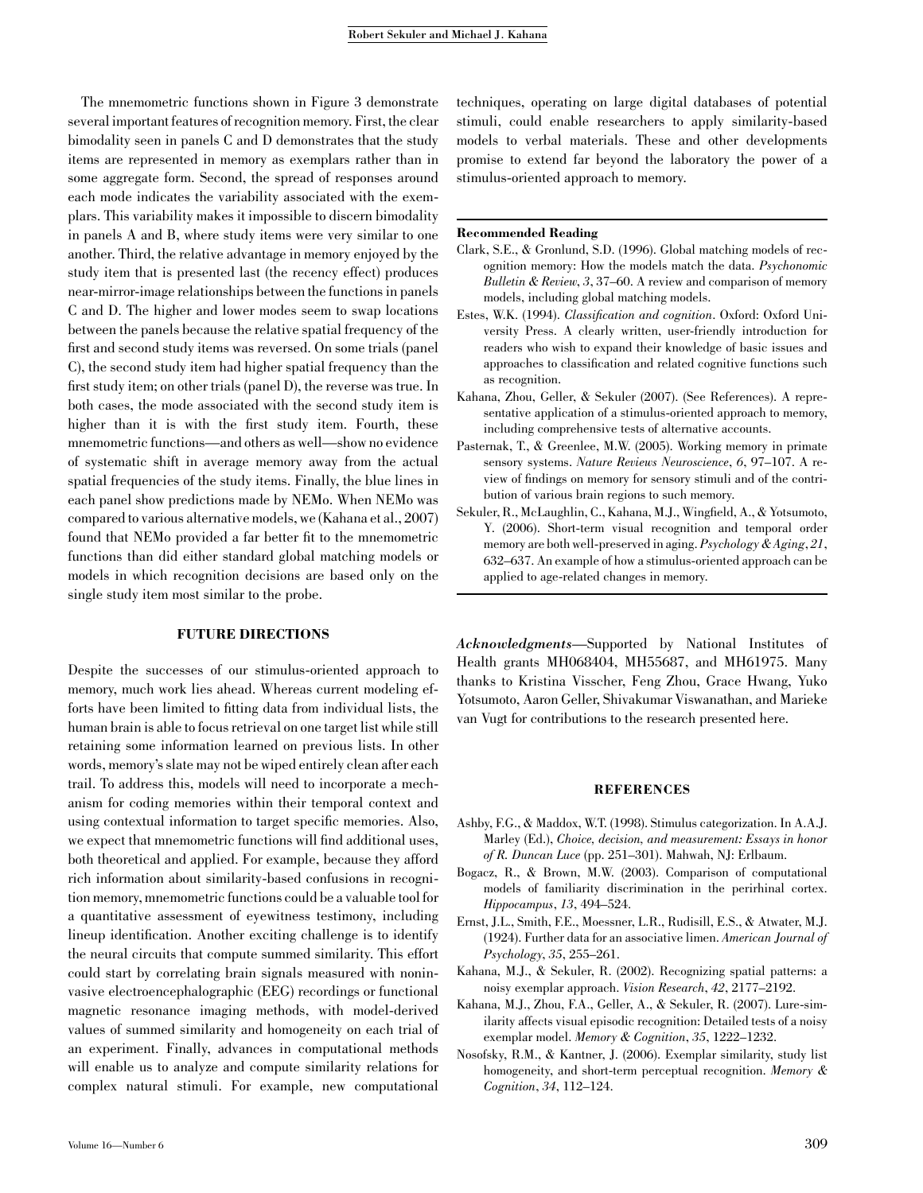The mnemometric functions shown in Figure 3 demonstrate several important features of recognition memory. First, the clear bimodality seen in panels C and D demonstrates that the study items are represented in memory as exemplars rather than in some aggregate form. Second, the spread of responses around each mode indicates the variability associated with the exemplars. This variability makes it impossible to discern bimodality in panels A and B, where study items were very similar to one another. Third, the relative advantage in memory enjoyed by the study item that is presented last (the recency effect) produces near-mirror-image relationships between the functions in panels C and D. The higher and lower modes seem to swap locations between the panels because the relative spatial frequency of the first and second study items was reversed. On some trials (panel C), the second study item had higher spatial frequency than the first study item; on other trials (panel D), the reverse was true. In both cases, the mode associated with the second study item is higher than it is with the first study item. Fourth, these mnemometric functions—and others as well—show no evidence of systematic shift in average memory away from the actual spatial frequencies of the study items. Finally, the blue lines in each panel show predictions made by NEMo. When NEMo was compared to various alternative models, we (Kahana et al., 2007) found that NEMo provided a far better fit to the mnemometric functions than did either standard global matching models or models in which recognition decisions are based only on the single study item most similar to the probe.

## FUTURE DIRECTIONS

Despite the successes of our stimulus-oriented approach to memory, much work lies ahead. Whereas current modeling efforts have been limited to fitting data from individual lists, the human brain is able to focus retrieval on one target list while still retaining some information learned on previous lists. In other words, memory's slate may not be wiped entirely clean after each trail. To address this, models will need to incorporate a mechanism for coding memories within their temporal context and using contextual information to target specific memories. Also, we expect that mnemometric functions will find additional uses, both theoretical and applied. For example, because they afford rich information about similarity-based confusions in recognition memory, mnemometric functions could be a valuable tool for a quantitative assessment of eyewitness testimony, including lineup identification. Another exciting challenge is to identify the neural circuits that compute summed similarity. This effort could start by correlating brain signals measured with noninvasive electroencephalographic (EEG) recordings or functional magnetic resonance imaging methods, with model-derived values of summed similarity and homogeneity on each trial of an experiment. Finally, advances in computational methods will enable us to analyze and compute similarity relations for complex natural stimuli. For example, new computational techniques, operating on large digital databases of potential stimuli, could enable researchers to apply similarity-based models to verbal materials. These and other developments promise to extend far beyond the laboratory the power of a stimulus-oriented approach to memory.

**Recommended Reading**

Clark, S.E., & Gronlund, S.D. (1996). Global matching models of recognition memory: How the models match the data. *Psychonomic Bulletin & Review*, *3*, 37–60. A review and comparison of memory models, including global matching models.

Estes, W.K. (1994). *Classification and cognition*. Oxford: Oxford University Press. A clearly written, user-friendly introduction for readers who wish to expand their knowledge of basic issues and approaches to classification and related cognitive functions such as recognition.

Kahana, Zhou, Geller, & Sekuler (2007). (See References). A representative application of a stimulus-oriented approach to memory, including comprehensive tests of alternative accounts.

Pasternak, T., & Greenlee, M.W. (2005). Working memory in primate sensory systems. *Nature Reviews Neuroscience*, *6*, 97–107. A review of findings on memory for sensory stimuli and of the contribution of various brain regions to such memory.

Sekuler, R., McLaughlin, C., Kahana, M.J., Wingfield, A., & Yotsumoto, Y. (2006). Short-term visual recognition and temporal order memory are both well-preserved in aging. *Psychology & Aging*, *21*, 632–637. An example of how a stimulus-oriented approach can be applied to age-related changes in memory.

***Acknowledgments***—Supported by National Institutes of Health grants MH068404, MH55687, and MH61975. Many thanks to Kristina Visscher, Feng Zhou, Grace Hwang, Yuko Yotsumoto, Aaron Geller, Shivakumar Viswanathan, and Marieke van Vugt for contributions to the research presented here.

## REFERENCES

Ashby, F.G., & Maddox, W.T. (1998). Stimulus categorization. In A.A.J. Marley (Ed.), *Choice, decision, and measurement: Essays in honor of R. Duncan Luce* (pp. 251–301). Mahwah, NJ: Erlbaum.

Bogacz, R., & Brown, M.W. (2003). Comparison of computational models of familiarity discrimination in the perirhinal cortex. *Hippocampus*, *13*, 494–524.

Ernst, J.L., Smith, F.E., Moessner, L.R., Rudisill, E.S., & Atwater, M.J. (1924). Further data for an associative limen. *American Journal of Psychology*, *35*, 255–261.

Kahana, M.J., & Sekuler, R. (2002). Recognizing spatial patterns: a noisy exemplar approach. *Vision Research*, *42*, 2177–2192.

Kahana, M.J., Zhou, F.A., Geller, A., & Sekuler, R. (2007). Lure-similarity affects visual episodic recognition: Detailed tests of a noisy exemplar model. *Memory & Cognition*, *35*, 1222–1232.

Nosofsky, R.M., & Kantner, J. (2006). Exemplar similarity, study list homogeneity, and short-term perceptual recognition. *Memory & Cognition*, *34*, 112–124.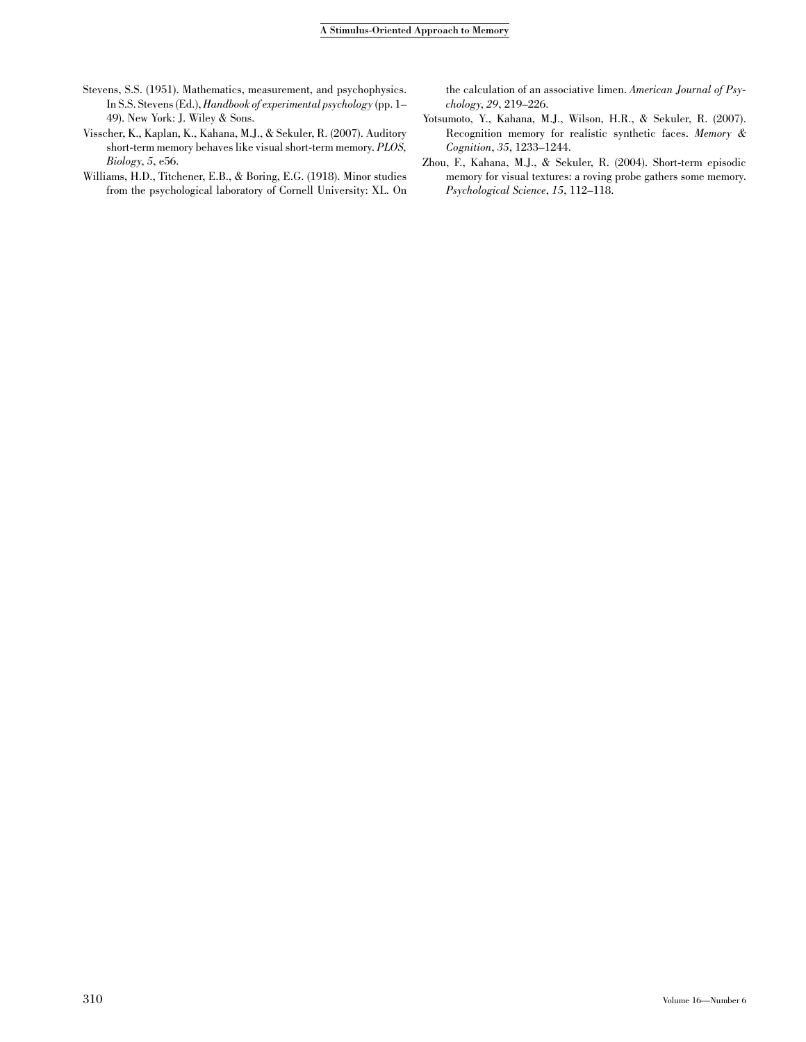Stevens, S.S. (1951). Mathematics, measurement, and psychophysics. In S.S. Stevens (Ed.), *Handbook of experimental psychology* (pp. 1–49). New York: J. Wiley & Sons.

Visscher, K., Kaplan, K., Kahana, M.J., & Sekuler, R. (2007). Auditory short-term memory behaves like visual short-term memory. *PLOS, Biology*, *5*, e56.

Williams, H.D., Titchener, E.B., & Boring, E.G. (1918). Minor studies from the psychological laboratory of Cornell University: XL. On the calculation of an associative limen. *American Journal of Psychology*, *29*, 219–226.

Yotsumoto, Y., Kahana, M.J., Wilson, H.R., & Sekuler, R. (2007). Recognition memory for realistic synthetic faces. *Memory & Cognition*, *35*, 1233–1244.

Zhou, F., Kahana, M.J., & Sekuler, R. (2004). Short-term episodic memory for visual textures: a roving probe gathers some memory. *Psychological Science*, *15*, 112–118.